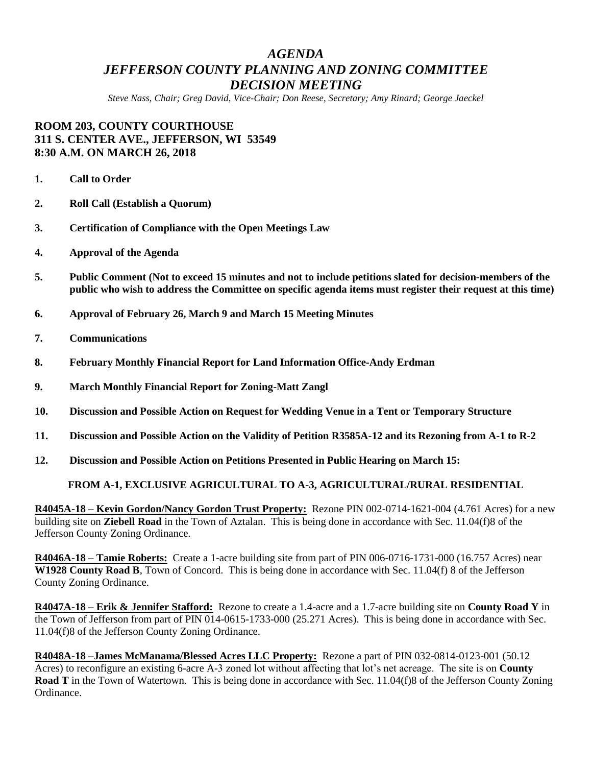# *AGENDA*
# *JEFFERSON COUNTY PLANNING AND ZONING COMMITTEE*
# *DECISION MEETING*

*Steve Nass, Chair; Greg David, Vice-Chair; Don Reese, Secretary; Amy Rinard; George Jaeckel*

**ROOM 203, COUNTY COURTHOUSE**
**311 S. CENTER AVE., JEFFERSON, WI 53549**
**8:30 A.M. ON MARCH 26, 2018**

1. **Call to Order**
2. **Roll Call (Establish a Quorum)**
3. **Certification of Compliance with the Open Meetings Law**
4. **Approval of the Agenda**
5. **Public Comment (Not to exceed 15 minutes and not to include petitions slated for decision-members of the public who wish to address the Committee on specific agenda items must register their request at this time)**
6. **Approval of February 26, March 9 and March 15 Meeting Minutes**
7. **Communications**
8. **February Monthly Financial Report for Land Information Office-Andy Erdman**
9. **March Monthly Financial Report for Zoning-Matt Zangl**
10. **Discussion and Possible Action on Request for Wedding Venue in a Tent or Temporary Structure**
11. **Discussion and Possible Action on the Validity of Petition R3585A-12 and its Rezoning from A-1 to R-2**
12. **Discussion and Possible Action on Petitions Presented in Public Hearing on March 15:**

**FROM A-1, EXCLUSIVE AGRICULTURAL TO A-3, AGRICULTURAL/RURAL RESIDENTIAL**

**R4045A-18 – Kevin Gordon/Nancy Gordon Trust Property:** Rezone PIN 002-0714-1621-004 (4.761 Acres) for a new building site on **Ziebell Road** in the Town of Aztalan. This is being done in accordance with Sec. 11.04(f)8 of the Jefferson County Zoning Ordinance.

**R4046A-18 – Tamie Roberts:** Create a 1-acre building site from part of PIN 006-0716-1731-000 (16.757 Acres) near **W1928 County Road B**, Town of Concord. This is being done in accordance with Sec. 11.04(f) 8 of the Jefferson County Zoning Ordinance.

**R4047A-18 – Erik & Jennifer Stafford:** Rezone to create a 1.4-acre and a 1.7-acre building site on **County Road Y** in the Town of Jefferson from part of PIN 014-0615-1733-000 (25.271 Acres). This is being done in accordance with Sec. 11.04(f)8 of the Jefferson County Zoning Ordinance.

**R4048A-18 –James McManama/Blessed Acres LLC Property:** Rezone a part of PIN 032-0814-0123-001 (50.12 Acres) to reconfigure an existing 6-acre A-3 zoned lot without affecting that lot's net acreage. The site is on **County Road T** in the Town of Watertown. This is being done in accordance with Sec. 11.04(f)8 of the Jefferson County Zoning Ordinance.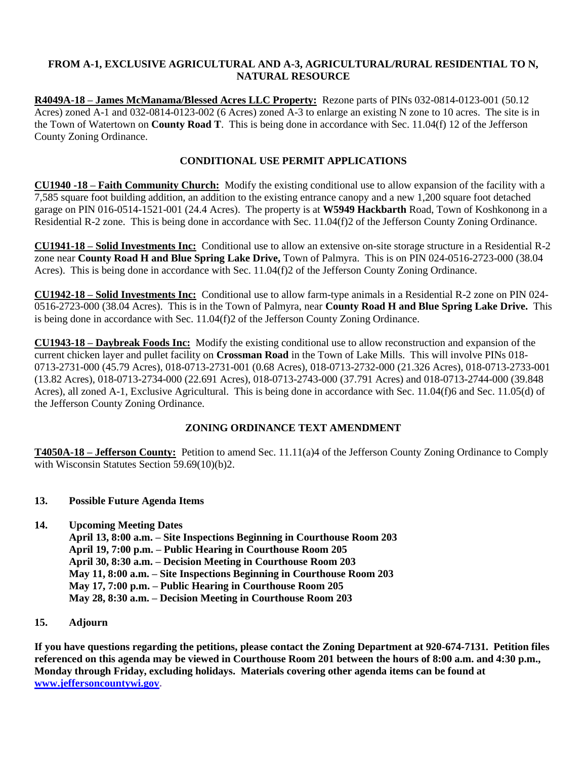**FROM A-1, EXCLUSIVE AGRICULTURAL AND A-3, AGRICULTURAL/RURAL RESIDENTIAL TO N, NATURAL RESOURCE**

**R4049A-18 – James McManama/Blessed Acres LLC Property:** Rezone parts of PINs 032-0814-0123-001 (50.12 Acres) zoned A-1 and 032-0814-0123-002 (6 Acres) zoned A-3 to enlarge an existing N zone to 10 acres. The site is in the Town of Watertown on **County Road T**. This is being done in accordance with Sec. 11.04(f) 12 of the Jefferson County Zoning Ordinance.

**CONDITIONAL USE PERMIT APPLICATIONS**

**CU1940 -18 – Faith Community Church:** Modify the existing conditional use to allow expansion of the facility with a 7,585 square foot building addition, an addition to the existing entrance canopy and a new 1,200 square foot detached garage on PIN 016-0514-1521-001 (24.4 Acres). The property is at **W5949 Hackbarth** Road, Town of Koshkonong in a Residential R-2 zone. This is being done in accordance with Sec. 11.04(f)2 of the Jefferson County Zoning Ordinance.

**CU1941-18 – Solid Investments Inc:** Conditional use to allow an extensive on-site storage structure in a Residential R-2 zone near **County Road H and Blue Spring Lake Drive,** Town of Palmyra. This is on PIN 024-0516-2723-000 (38.04 Acres). This is being done in accordance with Sec. 11.04(f)2 of the Jefferson County Zoning Ordinance.

**CU1942-18 – Solid Investments Inc:** Conditional use to allow farm-type animals in a Residential R-2 zone on PIN 024-0516-2723-000 (38.04 Acres). This is in the Town of Palmyra, near **County Road H and Blue Spring Lake Drive.** This is being done in accordance with Sec. 11.04(f)2 of the Jefferson County Zoning Ordinance.

**CU1943-18 – Daybreak Foods Inc:** Modify the existing conditional use to allow reconstruction and expansion of the current chicken layer and pullet facility on **Crossman Road** in the Town of Lake Mills. This will involve PINs 018-0713-2731-000 (45.79 Acres), 018-0713-2731-001 (0.68 Acres), 018-0713-2732-000 (21.326 Acres), 018-0713-2733-001 (13.82 Acres), 018-0713-2734-000 (22.691 Acres), 018-0713-2743-000 (37.791 Acres) and 018-0713-2744-000 (39.848 Acres), all zoned A-1, Exclusive Agricultural. This is being done in accordance with Sec. 11.04(f)6 and Sec. 11.05(d) of the Jefferson County Zoning Ordinance.

**ZONING ORDINANCE TEXT AMENDMENT**

**T4050A-18 – Jefferson County:** Petition to amend Sec. 11.11(a)4 of the Jefferson County Zoning Ordinance to Comply with Wisconsin Statutes Section 59.69(10)(b)2.

**13. Possible Future Agenda Items**

**14. Upcoming Meeting Dates**

**April 13, 8:00 a.m. – Site Inspections Beginning in Courthouse Room 203**
**April 19, 7:00 p.m. – Public Hearing in Courthouse Room 205**
**April 30, 8:30 a.m. – Decision Meeting in Courthouse Room 203**
**May 11, 8:00 a.m. – Site Inspections Beginning in Courthouse Room 203**
**May 17, 7:00 p.m. – Public Hearing in Courthouse Room 205**
**May 28, 8:30 a.m. – Decision Meeting in Courthouse Room 203**

**15. Adjourn**

**If you have questions regarding the petitions, please contact the Zoning Department at 920-674-7131. Petition files referenced on this agenda may be viewed in Courthouse Room 201 between the hours of 8:00 a.m. and 4:30 p.m., Monday through Friday, excluding holidays. Materials covering other agenda items can be found at [www.jeffersoncountywi.gov](http://www.jeffersoncountywi.gov).**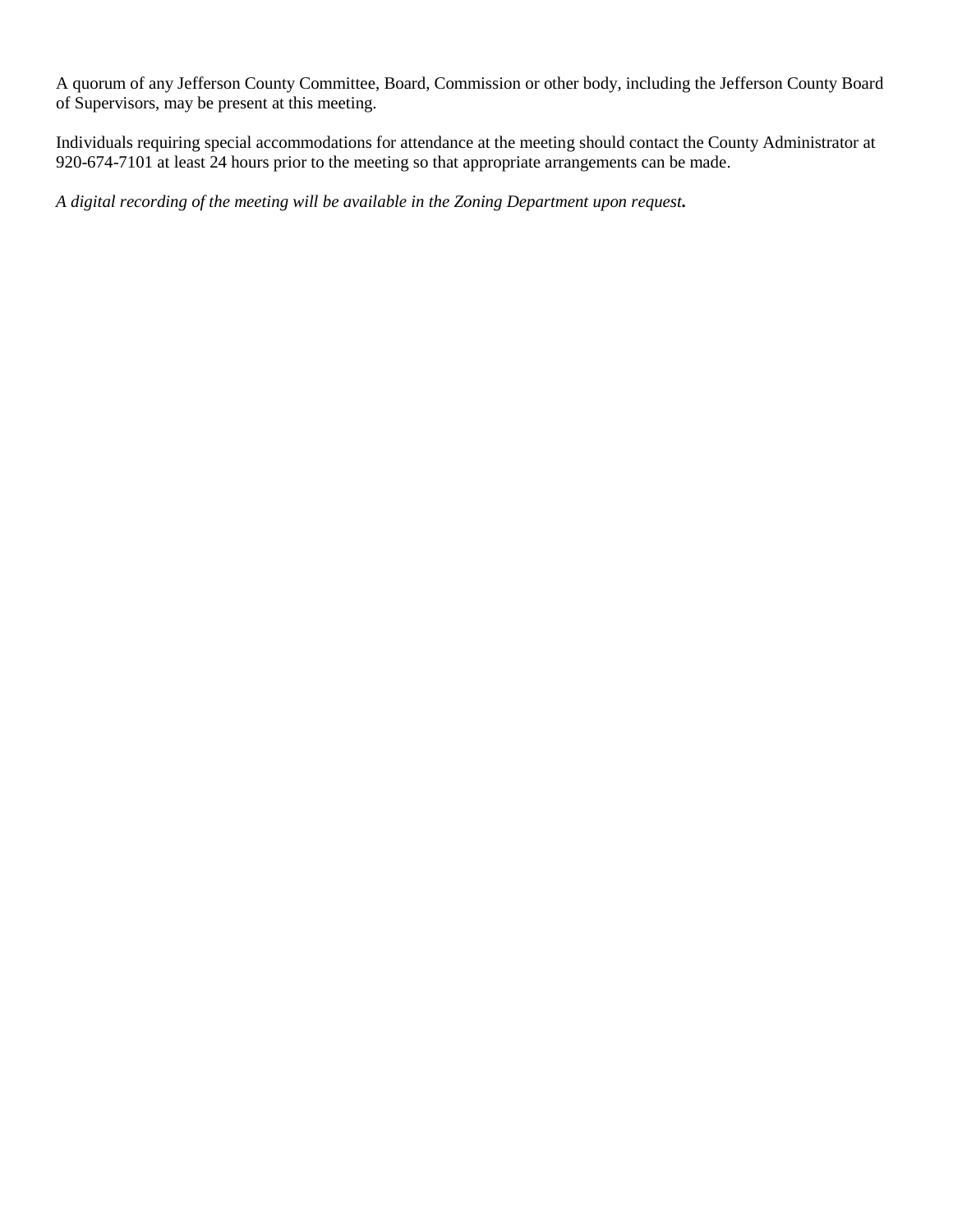A quorum of any Jefferson County Committee, Board, Commission or other body, including the Jefferson County Board of Supervisors, may be present at this meeting.

Individuals requiring special accommodations for attendance at the meeting should contact the County Administrator at 920-674-7101 at least 24 hours prior to the meeting so that appropriate arrangements can be made.

*A digital recording of the meeting will be available in the Zoning Department upon request***.**